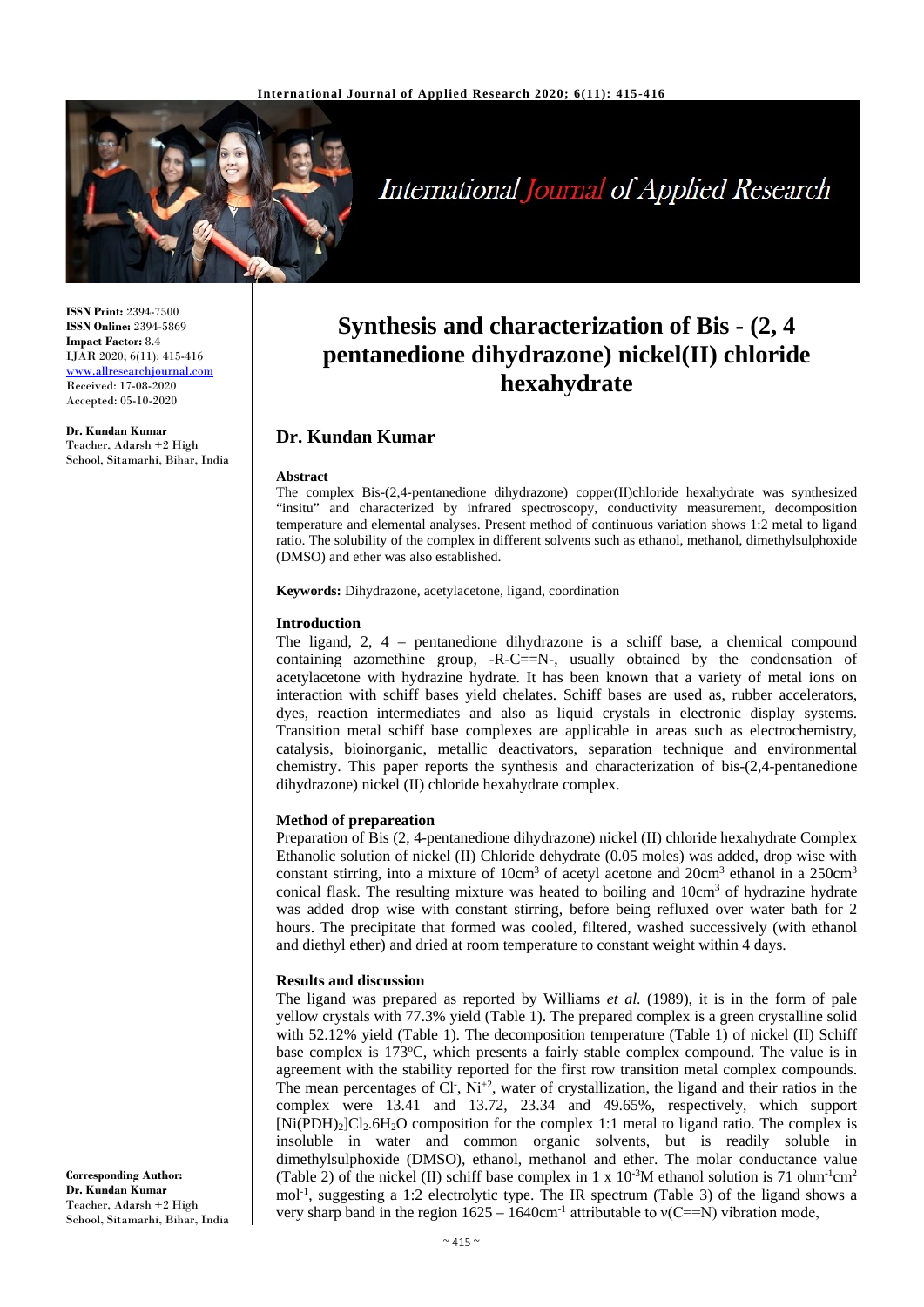**ISSN Print:** 2394-7500
**ISSN Online:** 2394-5869
**Impact Factor:** 8.4
IJAR 2020; 6(11): 415-416
www.allresearchjournal.com
Received: 17-08-2020
Accepted: 05-10-2020

**Dr. Kundan Kumar**
Teacher, Adarsh +2 High School, Sitamarhi, Bihar, India

**Corresponding Author:**
**Dr. Kundan Kumar**
Teacher, Adarsh +2 High School, Sitamarhi, Bihar, India

# Synthesis and characterization of Bis - (2, 4 pentanedione dihydrazone) nickel(II) chloride hexahydrate

## Dr. Kundan Kumar

**Abstract**

The complex Bis-(2,4-pentanedione dihydrazone) copper(II)chloride hexahydrate was synthesized "insitu" and characterized by infrared spectroscopy, conductivity measurement, decomposition temperature and elemental analyses. Present method of continuous variation shows 1:2 metal to ligand ratio. The solubility of the complex in different solvents such as ethanol, methanol, dimethylsulphoxide (DMSO) and ether was also established.

**Keywords:** Dihydrazone, acetylacetone, ligand, coordination

### Introduction

The ligand, 2, 4 – pentanedione dihydrazone is a schiff base, a chemical compound containing azomethine group, -R-C==N-, usually obtained by the condensation of acetylacetone with hydrazine hydrate. It has been known that a variety of metal ions on interaction with schiff bases yield chelates. Schiff bases are used as, rubber accelerators, dyes, reaction intermediates and also as liquid crystals in electronic display systems. Transition metal schiff base complexes are applicable in areas such as electrochemistry, catalysis, bioinorganic, metallic deactivators, separation technique and environmental chemistry. This paper reports the synthesis and characterization of bis-(2,4-pentanedione dihydrazone) nickel (II) chloride hexahydrate complex.

### Method of prepareation

Preparation of Bis (2, 4-pentanedione dihydrazone) nickel (II) chloride hexahydrate Complex Ethanolic solution of nickel (II) Chloride dehydrate (0.05 moles) was added, drop wise with constant stirring, into a mixture of $10cm^3$ of acetyl acetone and $20cm^3$ ethanol in a $250cm^3$ conical flask. The resulting mixture was heated to boiling and $10cm^3$ of hydrazine hydrate was added drop wise with constant stirring, before being refluxed over water bath for 2 hours. The precipitate that formed was cooled, filtered, washed successively (with ethanol and diethyl ether) and dried at room temperature to constant weight within 4 days.

### Results and discussion

The ligand was prepared as reported by Williams *et al.* (1989), it is in the form of pale yellow crystals with 77.3% yield (Table 1). The prepared complex is a green crystalline solid with 52.12% yield (Table 1). The decomposition temperature (Table 1) of nickel (II) Schiff base complex is 173°C, which presents a fairly stable complex compound. The value is in agreement with the stability reported for the first row transition metal complex compounds. The mean percentages of $Cl^-$, $Ni^{+2}$, water of crystallization, the ligand and their ratios in the complex were 13.41 and 13.72, 23.34 and 49.65%, respectively, which support $[Ni(PDH)_2]Cl_2.6H_2O$ composition for the complex 1:1 metal to ligand ratio. The complex is insoluble in water and common organic solvents, but is readily soluble in dimethylsulphoxide (DMSO), ethanol, methanol and ether. The molar conductance value (Table 2) of the nickel (II) schiff base complex in 1 x $10^{-3}$M ethanol solution is 71 $ohm^{-1}cm^2$ $mol^{-1}$, suggesting a 1:2 electrolytic type. The IR spectrum (Table 3) of the ligand shows a very sharp band in the region 1625 – $1640cm^{-1}$ attributable to ν(C==N) vibration mode,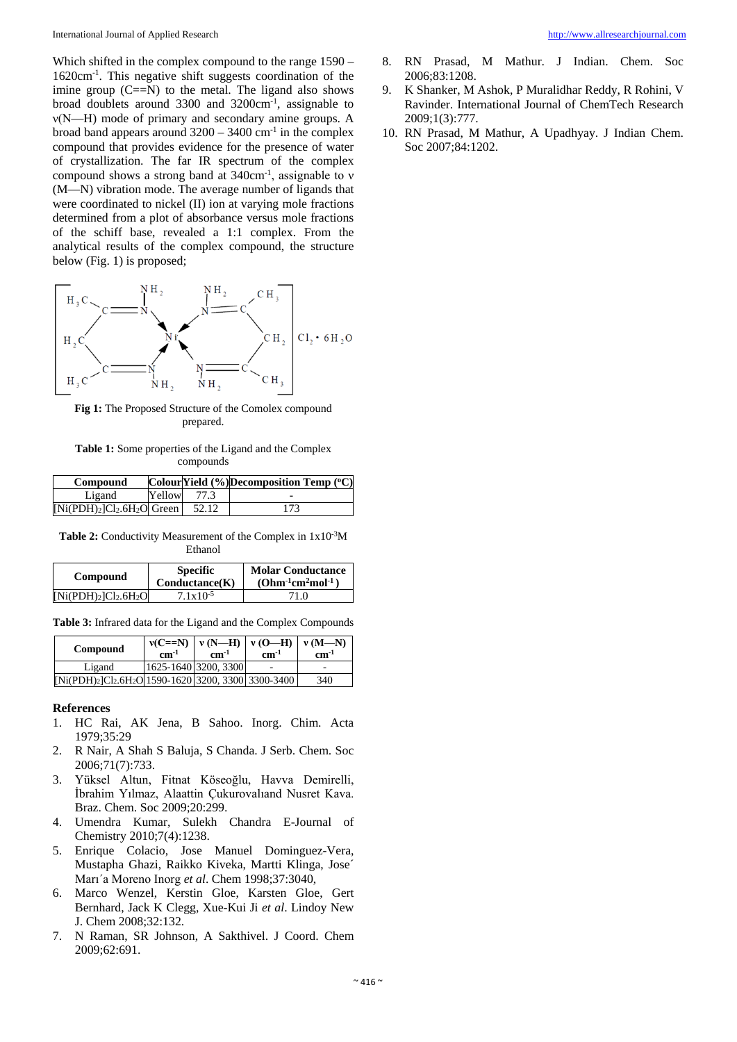Which shifted in the complex compound to the range 1590 – 1620cm$^{-1}$. This negative shift suggests coordination of the imine group (C==N) to the metal. The ligand also shows broad doublets around 3300 and 3200cm$^{-1}$, assignable to ν(N—H) mode of primary and secondary amine groups. A broad band appears around 3200 – 3400 cm$^{-1}$ in the complex compound that provides evidence for the presence of water of crystallization. The far IR spectrum of the complex compound shows a strong band at 340cm$^{-1}$, assignable to ν (M—N) vibration mode. The average number of ligands that were coordinated to nickel (II) ion at varying mole fractions determined from a plot of absorbance versus mole fractions of the schiff base, revealed a 1:1 complex. From the analytical results of the complex compound, the structure below (Fig. 1) is proposed;

**Fig 1:** The Proposed Structure of the Comolex compound prepared.

**Table 1:** Some properties of the Ligand and the Complex compounds

| Compound | Colour | Yield (%) | Decomposition Temp (°C) |
|---|---|---|---|
| Ligand | Yellow | 77.3 | - |
| [Ni(PDH)$_2$]Cl$_2$.6H$_2$O | Green | 52.12 | 173 |

**Table 2:** Conductivity Measurement of the Complex in 1x10$^{-3}$M Ethanol

| Compound | Specific Conductance(K) | Molar Conductance (Ohm$^{-1}$cm$^2$mol$^{-1}$) |
|---|---|---|
| [Ni(PDH)$_2$]Cl$_2$.6H$_2$O | 7.1x10$^{-5}$ | 71.0 |

**Table 3:** Infrared data for the Ligand and the Complex Compounds

| Compound | ν(C==N) cm$^{-1}$ | ν (N—H) cm$^{-1}$ | ν (O—H) cm$^{-1}$ | ν (M—N) cm$^{-1}$ |
|---|---|---|---|---|
| Ligand | 1625-1640 | 3200, 3300 | - | - |
| [Ni(PDH)$_2$]Cl$_2$.6H$_2$O | 1590-1620 | 3200, 3300 | 3300-3400 | 340 |

## References

1. HC Rai, AK Jena, B Sahoo. Inorg. Chim. Acta 1979;35:29
2. R Nair, A Shah S Baluja, S Chanda. J Serb. Chem. Soc 2006;71(7):733.
3. Yüksel Altun, Fitnat Köseoğlu, Havva Demirelli, İbrahim Yılmaz, Alaattin Çukurovalıand Nusret Kava. Braz. Chem. Soc 2009;20:299.
4. Umendra Kumar, Sulekh Chandra E-Journal of Chemistry 2010;7(4):1238.
5. Enrique Colacio, Jose Manuel Dominguez-Vera, Mustapha Ghazi, Raikko Kiveka, Martti Klinga, Jose´ Marı´a Moreno Inorg *et al*. Chem 1998;37:3040,
6. Marco Wenzel, Kerstin Gloe, Karsten Gloe, Gert Bernhard, Jack K Clegg, Xue-Kui Ji *et al*. Lindoy New J. Chem 2008;32:132.
7. N Raman, SR Johnson, A Sakthivel. J Coord. Chem 2009;62:691.
8. RN Prasad, M Mathur. J Indian. Chem. Soc 2006;83:1208.
9. K Shanker, M Ashok, P Muralidhar Reddy, R Rohini, V Ravinder. International Journal of ChemTech Research 2009;1(3):777.
10. RN Prasad, M Mathur, A Upadhyay. J Indian Chem. Soc 2007;84:1202.